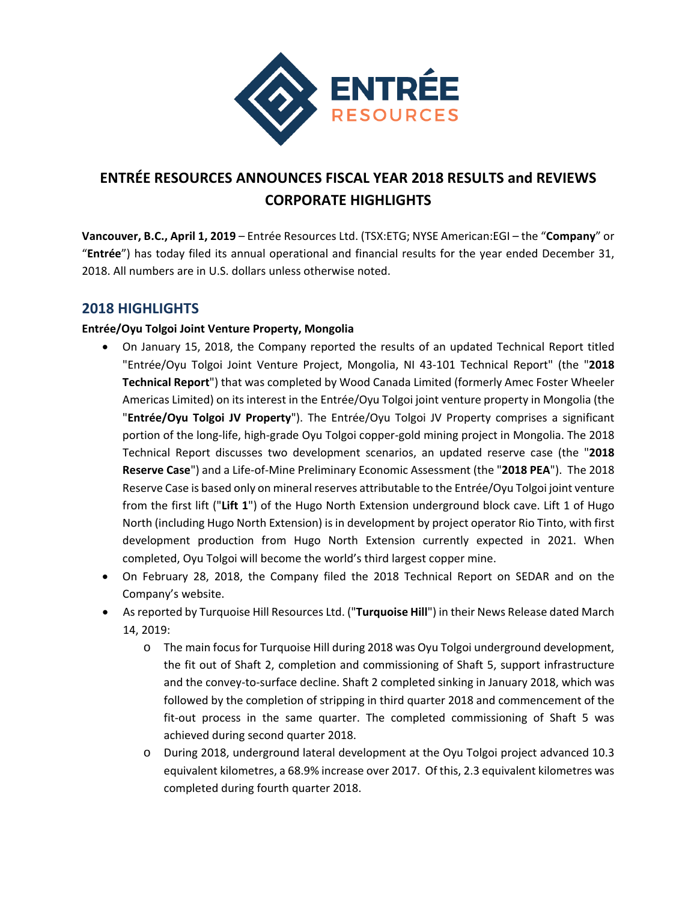# ENTRÉE RESOURCES ANNOUNCES FISCAL YEAR 2018 RESULTS and REVIEWS CORPORATE HIGHLIGHTS

**Vancouver, B.C., April 1, 2019** – Entrée Resources Ltd. (TSX:ETG; NYSE American:EGI – the "**Company**" or "**Entrée**") has today filed its annual operational and financial results for the year ended December 31, 2018. All numbers are in U.S. dollars unless otherwise noted.

## 2018 HIGHLIGHTS

**Entrée/Oyu Tolgoi Joint Venture Property, Mongolia**

- On January 15, 2018, the Company reported the results of an updated Technical Report titled "Entrée/Oyu Tolgoi Joint Venture Project, Mongolia, NI 43-101 Technical Report" (the "**2018 Technical Report**") that was completed by Wood Canada Limited (formerly Amec Foster Wheeler Americas Limited) on its interest in the Entrée/Oyu Tolgoi joint venture property in Mongolia (the "**Entrée/Oyu Tolgoi JV Property**"). The Entrée/Oyu Tolgoi JV Property comprises a significant portion of the long-life, high-grade Oyu Tolgoi copper-gold mining project in Mongolia. The 2018 Technical Report discusses two development scenarios, an updated reserve case (the "**2018 Reserve Case**") and a Life-of-Mine Preliminary Economic Assessment (the "**2018 PEA**"). The 2018 Reserve Case is based only on mineral reserves attributable to the Entrée/Oyu Tolgoi joint venture from the first lift ("**Lift 1**") of the Hugo North Extension underground block cave. Lift 1 of Hugo North (including Hugo North Extension) is in development by project operator Rio Tinto, with first development production from Hugo North Extension currently expected in 2021. When completed, Oyu Tolgoi will become the world's third largest copper mine.
- On February 28, 2018, the Company filed the 2018 Technical Report on SEDAR and on the Company's website.
- As reported by Turquoise Hill Resources Ltd. ("**Turquoise Hill**") in their News Release dated March 14, 2019:
  - The main focus for Turquoise Hill during 2018 was Oyu Tolgoi underground development, the fit out of Shaft 2, completion and commissioning of Shaft 5, support infrastructure and the convey-to-surface decline. Shaft 2 completed sinking in January 2018, which was followed by the completion of stripping in third quarter 2018 and commencement of the fit-out process in the same quarter. The completed commissioning of Shaft 5 was achieved during second quarter 2018.
  - During 2018, underground lateral development at the Oyu Tolgoi project advanced 10.3 equivalent kilometres, a 68.9% increase over 2017. Of this, 2.3 equivalent kilometres was completed during fourth quarter 2018.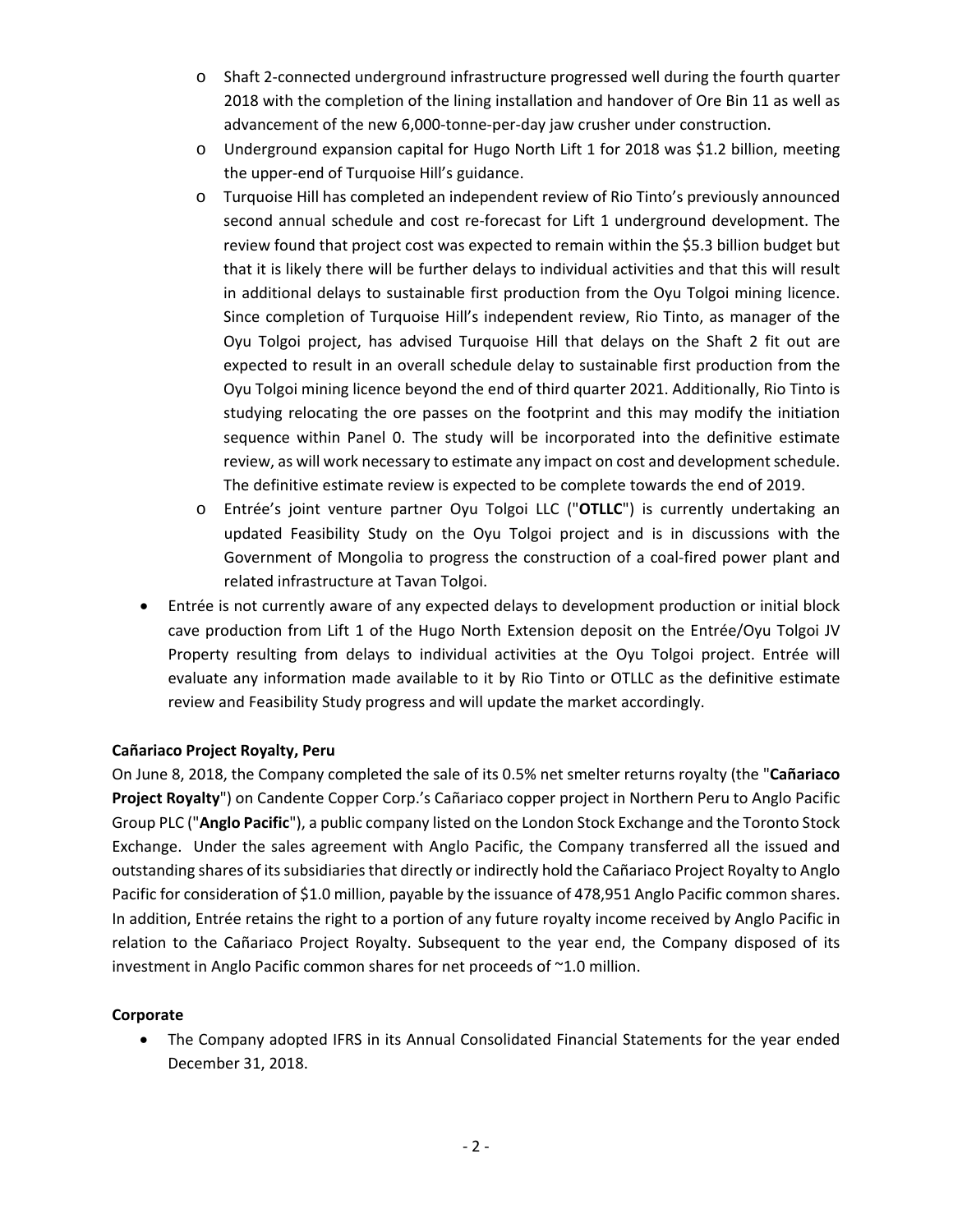- Shaft 2-connected underground infrastructure progressed well during the fourth quarter 2018 with the completion of the lining installation and handover of Ore Bin 11 as well as advancement of the new 6,000-tonne-per-day jaw crusher under construction.
- Underground expansion capital for Hugo North Lift 1 for 2018 was $1.2 billion, meeting the upper-end of Turquoise Hill's guidance.
- Turquoise Hill has completed an independent review of Rio Tinto's previously announced second annual schedule and cost re-forecast for Lift 1 underground development. The review found that project cost was expected to remain within the $5.3 billion budget but that it is likely there will be further delays to individual activities and that this will result in additional delays to sustainable first production from the Oyu Tolgoi mining licence. Since completion of Turquoise Hill's independent review, Rio Tinto, as manager of the Oyu Tolgoi project, has advised Turquoise Hill that delays on the Shaft 2 fit out are expected to result in an overall schedule delay to sustainable first production from the Oyu Tolgoi mining licence beyond the end of third quarter 2021. Additionally, Rio Tinto is studying relocating the ore passes on the footprint and this may modify the initiation sequence within Panel 0. The study will be incorporated into the definitive estimate review, as will work necessary to estimate any impact on cost and development schedule. The definitive estimate review is expected to be complete towards the end of 2019.
- Entrée's joint venture partner Oyu Tolgoi LLC ("**OTLLC**") is currently undertaking an updated Feasibility Study on the Oyu Tolgoi project and is in discussions with the Government of Mongolia to progress the construction of a coal-fired power plant and related infrastructure at Tavan Tolgoi.

- Entrée is not currently aware of any expected delays to development production or initial block cave production from Lift 1 of the Hugo North Extension deposit on the Entrée/Oyu Tolgoi JV Property resulting from delays to individual activities at the Oyu Tolgoi project. Entrée will evaluate any information made available to it by Rio Tinto or OTLLC as the definitive estimate review and Feasibility Study progress and will update the market accordingly.

**Cañariaco Project Royalty, Peru**

On June 8, 2018, the Company completed the sale of its 0.5% net smelter returns royalty (the "**Cañariaco Project Royalty**") on Candente Copper Corp.'s Cañariaco copper project in Northern Peru to Anglo Pacific Group PLC ("**Anglo Pacific**"), a public company listed on the London Stock Exchange and the Toronto Stock Exchange. Under the sales agreement with Anglo Pacific, the Company transferred all the issued and outstanding shares of its subsidiaries that directly or indirectly hold the Cañariaco Project Royalty to Anglo Pacific for consideration of $1.0 million, payable by the issuance of 478,951 Anglo Pacific common shares. In addition, Entrée retains the right to a portion of any future royalty income received by Anglo Pacific in relation to the Cañariaco Project Royalty. Subsequent to the year end, the Company disposed of its investment in Anglo Pacific common shares for net proceeds of ~1.0 million.

**Corporate**

- The Company adopted IFRS in its Annual Consolidated Financial Statements for the year ended December 31, 2018.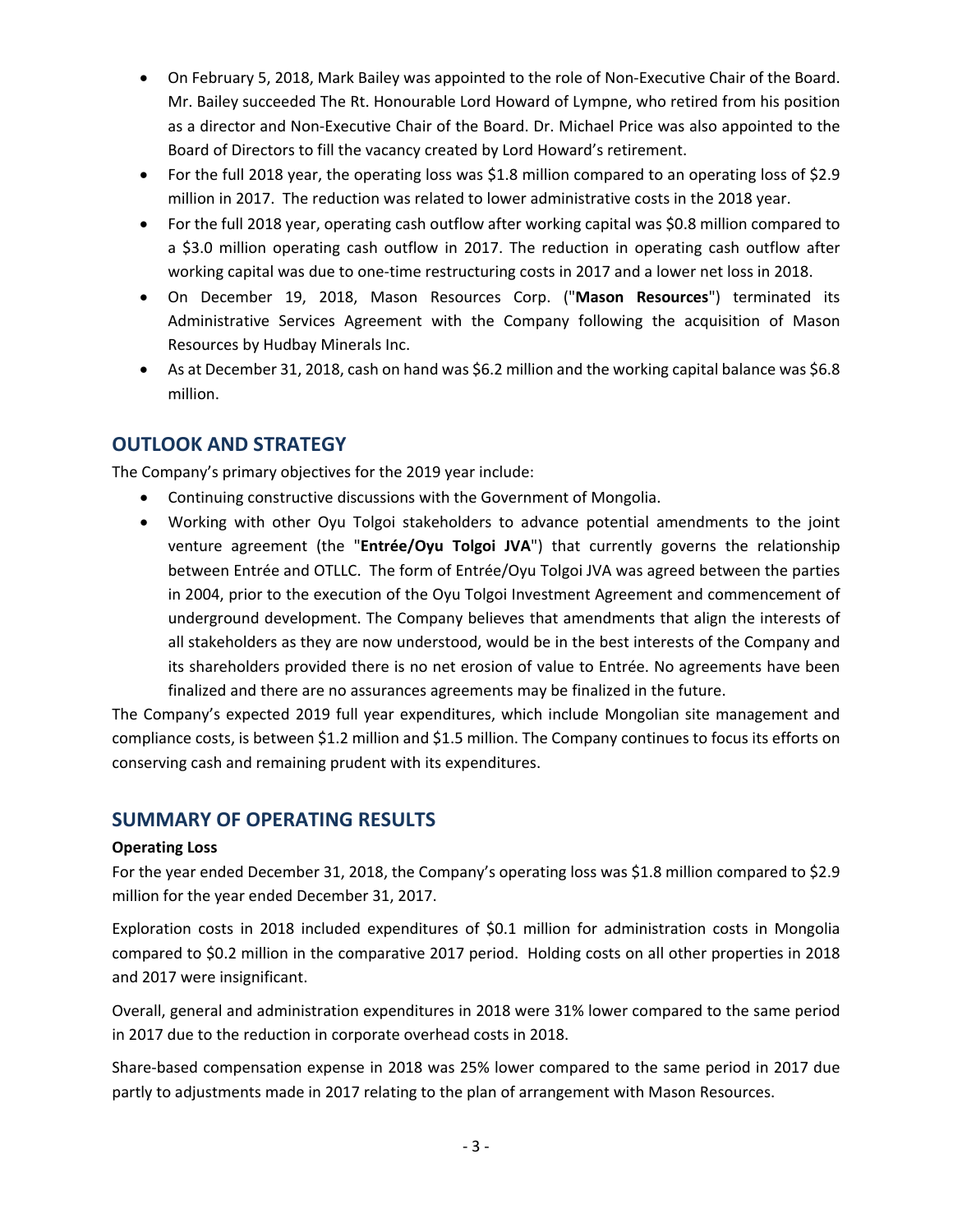- On February 5, 2018, Mark Bailey was appointed to the role of Non-Executive Chair of the Board. Mr. Bailey succeeded The Rt. Honourable Lord Howard of Lympne, who retired from his position as a director and Non-Executive Chair of the Board. Dr. Michael Price was also appointed to the Board of Directors to fill the vacancy created by Lord Howard's retirement.
- For the full 2018 year, the operating loss was $1.8 million compared to an operating loss of $2.9 million in 2017. The reduction was related to lower administrative costs in the 2018 year.
- For the full 2018 year, operating cash outflow after working capital was $0.8 million compared to a $3.0 million operating cash outflow in 2017. The reduction in operating cash outflow after working capital was due to one-time restructuring costs in 2017 and a lower net loss in 2018.
- On December 19, 2018, Mason Resources Corp. ("**Mason Resources**") terminated its Administrative Services Agreement with the Company following the acquisition of Mason Resources by Hudbay Minerals Inc.
- As at December 31, 2018, cash on hand was $6.2 million and the working capital balance was $6.8 million.

## OUTLOOK AND STRATEGY

The Company's primary objectives for the 2019 year include:

- Continuing constructive discussions with the Government of Mongolia.
- Working with other Oyu Tolgoi stakeholders to advance potential amendments to the joint venture agreement (the "**Entrée/Oyu Tolgoi JVA**") that currently governs the relationship between Entrée and OTLLC. The form of Entrée/Oyu Tolgoi JVA was agreed between the parties in 2004, prior to the execution of the Oyu Tolgoi Investment Agreement and commencement of underground development. The Company believes that amendments that align the interests of all stakeholders as they are now understood, would be in the best interests of the Company and its shareholders provided there is no net erosion of value to Entrée. No agreements have been finalized and there are no assurances agreements may be finalized in the future.

The Company's expected 2019 full year expenditures, which include Mongolian site management and compliance costs, is between $1.2 million and $1.5 million. The Company continues to focus its efforts on conserving cash and remaining prudent with its expenditures.

## SUMMARY OF OPERATING RESULTS

**Operating Loss**

For the year ended December 31, 2018, the Company's operating loss was $1.8 million compared to $2.9 million for the year ended December 31, 2017.

Exploration costs in 2018 included expenditures of $0.1 million for administration costs in Mongolia compared to $0.2 million in the comparative 2017 period. Holding costs on all other properties in 2018 and 2017 were insignificant.

Overall, general and administration expenditures in 2018 were 31% lower compared to the same period in 2017 due to the reduction in corporate overhead costs in 2018.

Share-based compensation expense in 2018 was 25% lower compared to the same period in 2017 due partly to adjustments made in 2017 relating to the plan of arrangement with Mason Resources.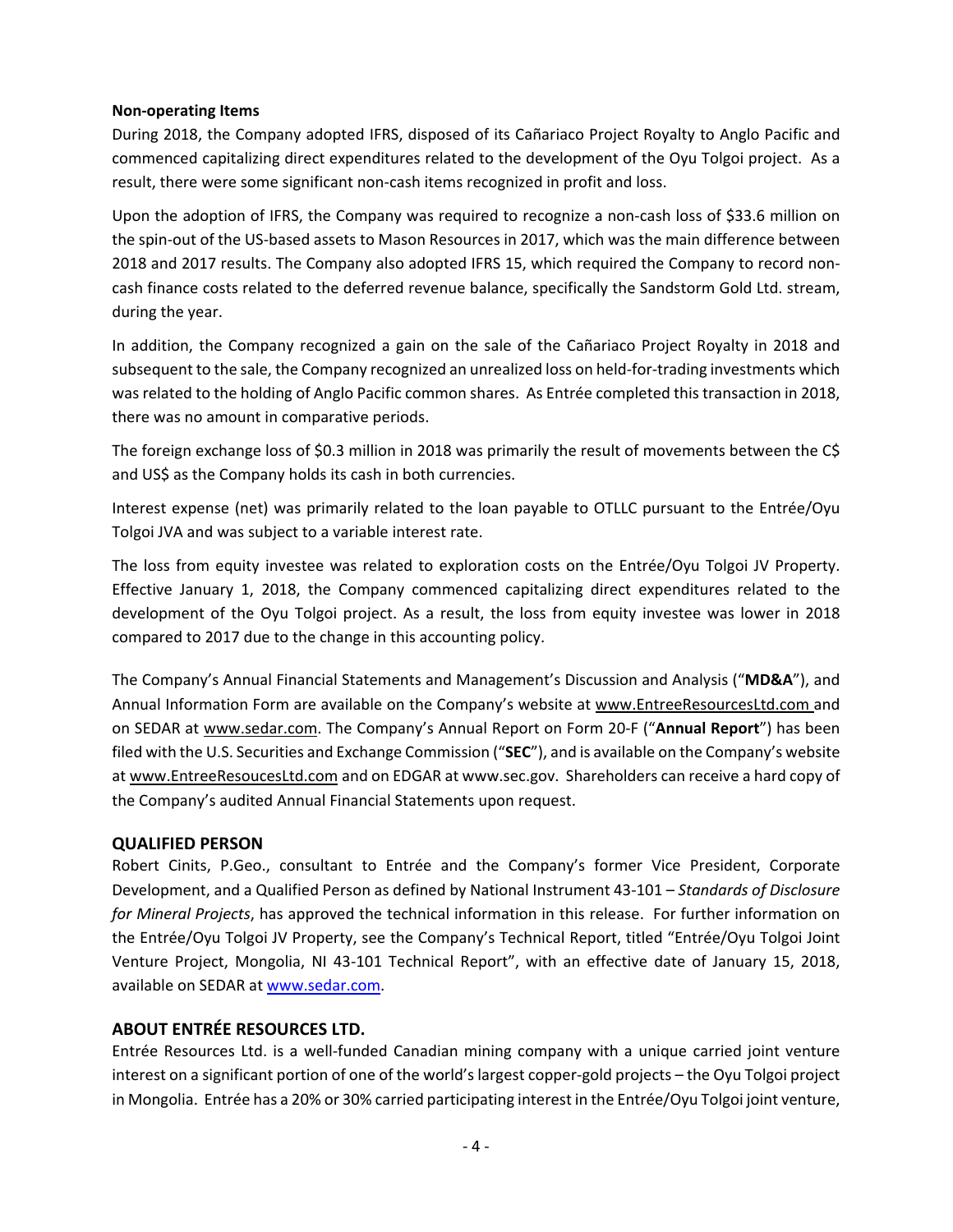**Non-operating Items**

During 2018, the Company adopted IFRS, disposed of its Cañariaco Project Royalty to Anglo Pacific and commenced capitalizing direct expenditures related to the development of the Oyu Tolgoi project. As a result, there were some significant non-cash items recognized in profit and loss.

Upon the adoption of IFRS, the Company was required to recognize a non-cash loss of $33.6 million on the spin-out of the US-based assets to Mason Resources in 2017, which was the main difference between 2018 and 2017 results. The Company also adopted IFRS 15, which required the Company to record non-cash finance costs related to the deferred revenue balance, specifically the Sandstorm Gold Ltd. stream, during the year.

In addition, the Company recognized a gain on the sale of the Cañariaco Project Royalty in 2018 and subsequent to the sale, the Company recognized an unrealized loss on held-for-trading investments which was related to the holding of Anglo Pacific common shares. As Entrée completed this transaction in 2018, there was no amount in comparative periods.

The foreign exchange loss of $0.3 million in 2018 was primarily the result of movements between the C$ and US$ as the Company holds its cash in both currencies.

Interest expense (net) was primarily related to the loan payable to OTLLC pursuant to the Entrée/Oyu Tolgoi JVA and was subject to a variable interest rate.

The loss from equity investee was related to exploration costs on the Entrée/Oyu Tolgoi JV Property. Effective January 1, 2018, the Company commenced capitalizing direct expenditures related to the development of the Oyu Tolgoi project. As a result, the loss from equity investee was lower in 2018 compared to 2017 due to the change in this accounting policy.

The Company's Annual Financial Statements and Management's Discussion and Analysis ("**MD&A**"), and Annual Information Form are available on the Company's website at www.EntreeResourcesLtd.com and on SEDAR at www.sedar.com. The Company's Annual Report on Form 20-F ("**Annual Report**") has been filed with the U.S. Securities and Exchange Commission ("**SEC**"), and is available on the Company's website at www.EntreeResoucesLtd.com and on EDGAR at www.sec.gov. Shareholders can receive a hard copy of the Company's audited Annual Financial Statements upon request.

## QUALIFIED PERSON

Robert Cinits, P.Geo., consultant to Entrée and the Company's former Vice President, Corporate Development, and a Qualified Person as defined by National Instrument 43-101 – *Standards of Disclosure for Mineral Projects*, has approved the technical information in this release. For further information on the Entrée/Oyu Tolgoi JV Property, see the Company's Technical Report, titled "Entrée/Oyu Tolgoi Joint Venture Project, Mongolia, NI 43-101 Technical Report", with an effective date of January 15, 2018, available on SEDAR at www.sedar.com.

## ABOUT ENTRÉE RESOURCES LTD.

Entrée Resources Ltd. is a well-funded Canadian mining company with a unique carried joint venture interest on a significant portion of one of the world's largest copper-gold projects – the Oyu Tolgoi project in Mongolia. Entrée has a 20% or 30% carried participating interest in the Entrée/Oyu Tolgoi joint venture,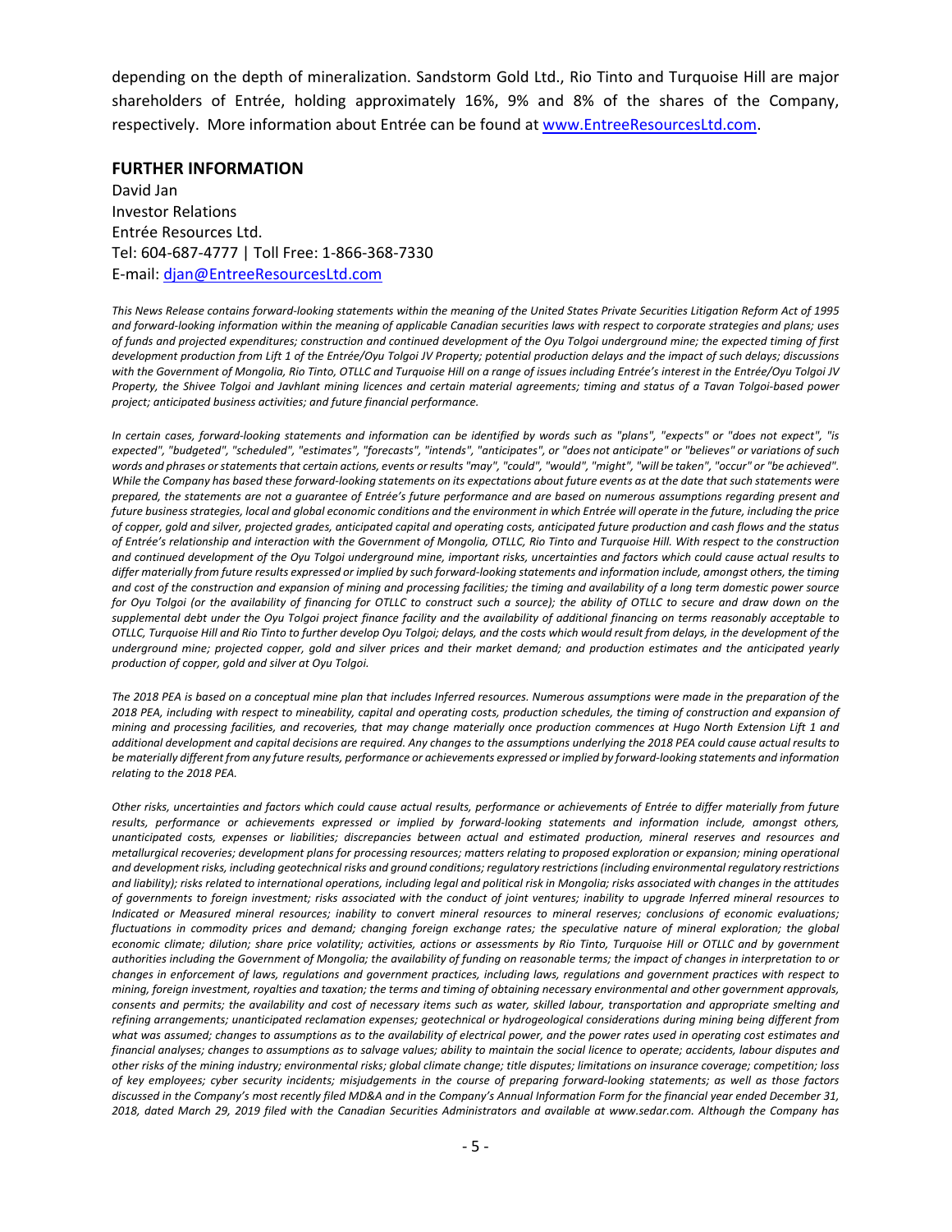depending on the depth of mineralization. Sandstorm Gold Ltd., Rio Tinto and Turquoise Hill are major shareholders of Entrée, holding approximately 16%, 9% and 8% of the shares of the Company, respectively. More information about Entrée can be found at [www.EntreeResourcesLtd.com](http://www.EntreeResourcesLtd.com).

## FURTHER INFORMATION

David Jan
Investor Relations
Entrée Resources Ltd.
Tel: 604-687-4777 | Toll Free: 1-866-368-7330
E-mail: [djan@EntreeResourcesLtd.com](mailto:djan@EntreeResourcesLtd.com)

*This News Release contains forward-looking statements within the meaning of the United States Private Securities Litigation Reform Act of 1995 and forward-looking information within the meaning of applicable Canadian securities laws with respect to corporate strategies and plans; uses of funds and projected expenditures; construction and continued development of the Oyu Tolgoi underground mine; the expected timing of first development production from Lift 1 of the Entrée/Oyu Tolgoi JV Property; potential production delays and the impact of such delays; discussions with the Government of Mongolia, Rio Tinto, OTLLC and Turquoise Hill on a range of issues including Entrée's interest in the Entrée/Oyu Tolgoi JV Property, the Shivee Tolgoi and Javhlant mining licences and certain material agreements; timing and status of a Tavan Tolgoi-based power project; anticipated business activities; and future financial performance.*

*In certain cases, forward-looking statements and information can be identified by words such as "plans", "expects" or "does not expect", "is expected", "budgeted", "scheduled", "estimates", "forecasts", "intends", "anticipates", or "does not anticipate" or "believes" or variations of such words and phrases or statements that certain actions, events or results "may", "could", "would", "might", "will be taken", "occur" or "be achieved". While the Company has based these forward-looking statements on its expectations about future events as at the date that such statements were prepared, the statements are not a guarantee of Entrée's future performance and are based on numerous assumptions regarding present and future business strategies, local and global economic conditions and the environment in which Entrée will operate in the future, including the price of copper, gold and silver, projected grades, anticipated capital and operating costs, anticipated future production and cash flows and the status of Entrée's relationship and interaction with the Government of Mongolia, OTLLC, Rio Tinto and Turquoise Hill. With respect to the construction and continued development of the Oyu Tolgoi underground mine, important risks, uncertainties and factors which could cause actual results to differ materially from future results expressed or implied by such forward-looking statements and information include, amongst others, the timing and cost of the construction and expansion of mining and processing facilities; the timing and availability of a long term domestic power source for Oyu Tolgoi (or the availability of financing for OTLLC to construct such a source); the ability of OTLLC to secure and draw down on the supplemental debt under the Oyu Tolgoi project finance facility and the availability of additional financing on terms reasonably acceptable to OTLLC, Turquoise Hill and Rio Tinto to further develop Oyu Tolgoi; delays, and the costs which would result from delays, in the development of the underground mine; projected copper, gold and silver prices and their market demand; and production estimates and the anticipated yearly production of copper, gold and silver at Oyu Tolgoi.*

*The 2018 PEA is based on a conceptual mine plan that includes Inferred resources. Numerous assumptions were made in the preparation of the 2018 PEA, including with respect to mineability, capital and operating costs, production schedules, the timing of construction and expansion of mining and processing facilities, and recoveries, that may change materially once production commences at Hugo North Extension Lift 1 and additional development and capital decisions are required. Any changes to the assumptions underlying the 2018 PEA could cause actual results to be materially different from any future results, performance or achievements expressed or implied by forward-looking statements and information relating to the 2018 PEA.*

*Other risks, uncertainties and factors which could cause actual results, performance or achievements of Entrée to differ materially from future results, performance or achievements expressed or implied by forward-looking statements and information include, amongst others, unanticipated costs, expenses or liabilities; discrepancies between actual and estimated production, mineral reserves and resources and metallurgical recoveries; development plans for processing resources; matters relating to proposed exploration or expansion; mining operational and development risks, including geotechnical risks and ground conditions; regulatory restrictions (including environmental regulatory restrictions and liability); risks related to international operations, including legal and political risk in Mongolia; risks associated with changes in the attitudes of governments to foreign investment; risks associated with the conduct of joint ventures; inability to upgrade Inferred mineral resources to Indicated or Measured mineral resources; inability to convert mineral resources to mineral reserves; conclusions of economic evaluations; fluctuations in commodity prices and demand; changing foreign exchange rates; the speculative nature of mineral exploration; the global economic climate; dilution; share price volatility; activities, actions or assessments by Rio Tinto, Turquoise Hill or OTLLC and by government authorities including the Government of Mongolia; the availability of funding on reasonable terms; the impact of changes in interpretation to or changes in enforcement of laws, regulations and government practices, including laws, regulations and government practices with respect to mining, foreign investment, royalties and taxation; the terms and timing of obtaining necessary environmental and other government approvals, consents and permits; the availability and cost of necessary items such as water, skilled labour, transportation and appropriate smelting and refining arrangements; unanticipated reclamation expenses; geotechnical or hydrogeological considerations during mining being different from what was assumed; changes to assumptions as to the availability of electrical power, and the power rates used in operating cost estimates and financial analyses; changes to assumptions as to salvage values; ability to maintain the social licence to operate; accidents, labour disputes and other risks of the mining industry; environmental risks; global climate change; title disputes; limitations on insurance coverage; competition; loss of key employees; cyber security incidents; misjudgements in the course of preparing forward-looking statements; as well as those factors discussed in the Company's most recently filed MD&A and in the Company's Annual Information Form for the financial year ended December 31, 2018, dated March 29, 2019 filed with the Canadian Securities Administrators and available at www.sedar.com. Although the Company has*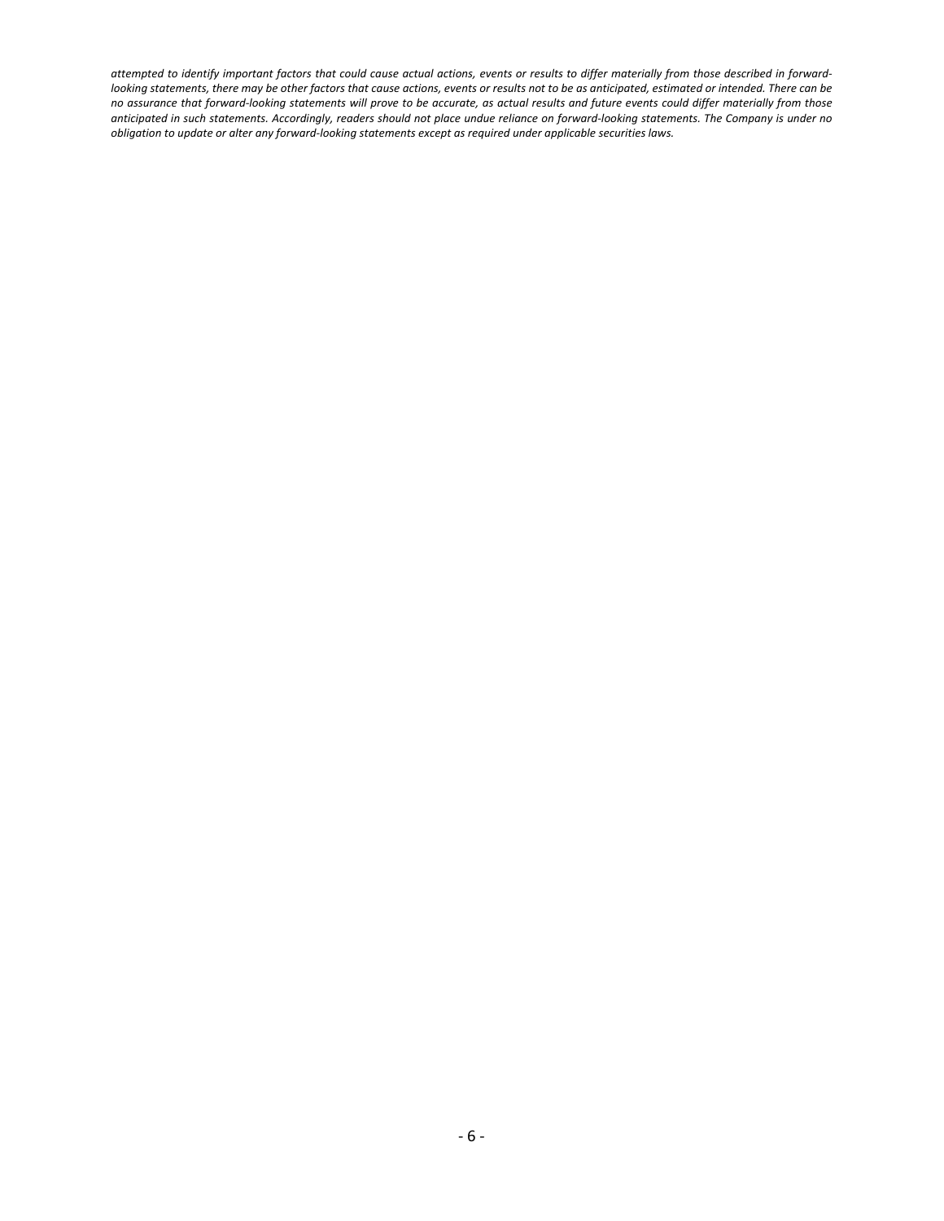*attempted to identify important factors that could cause actual actions, events or results to differ materially from those described in forward-looking statements, there may be other factors that cause actions, events or results not to be as anticipated, estimated or intended. There can be no assurance that forward-looking statements will prove to be accurate, as actual results and future events could differ materially from those anticipated in such statements. Accordingly, readers should not place undue reliance on forward-looking statements. The Company is under no obligation to update or alter any forward-looking statements except as required under applicable securities laws.*